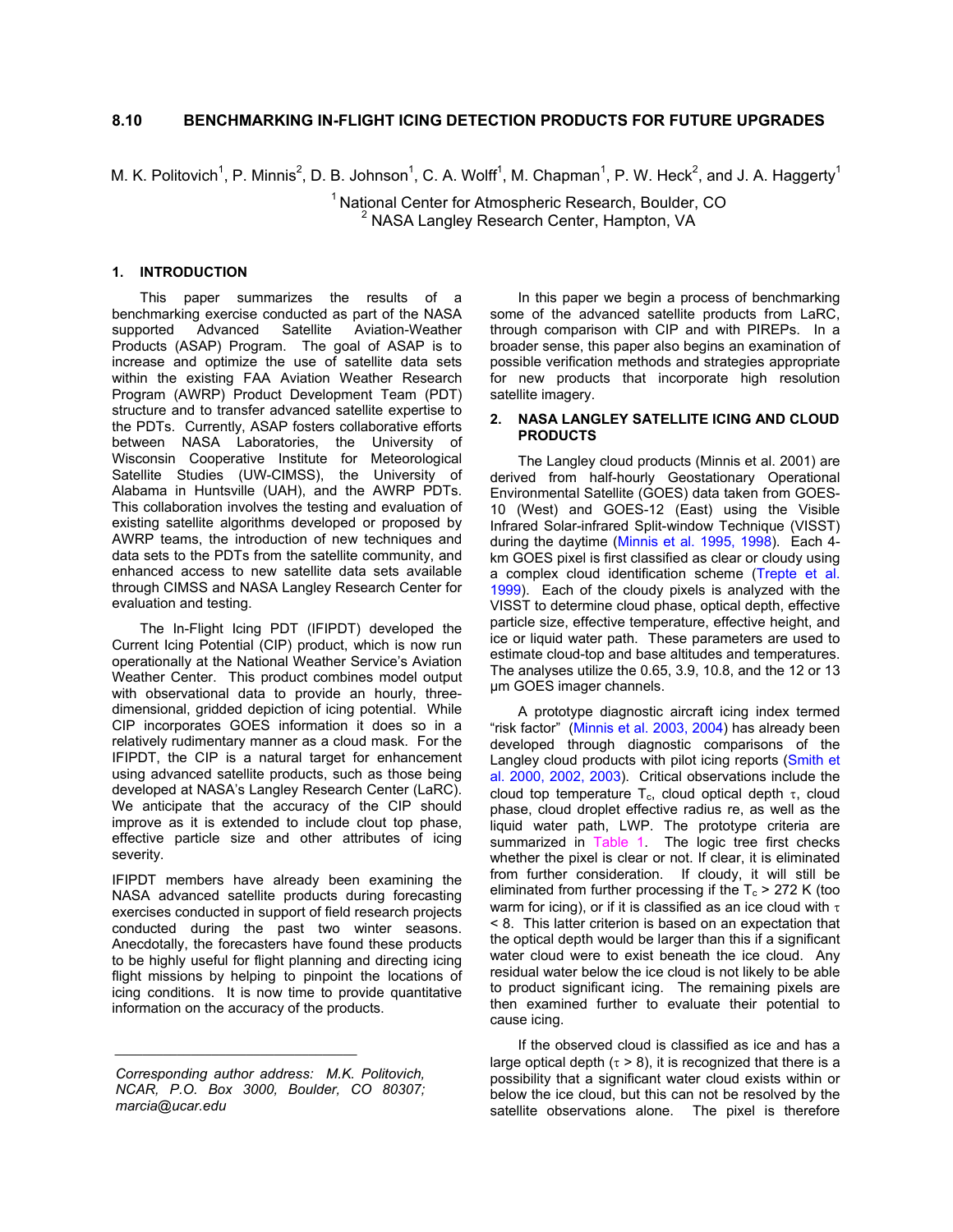# 8.10 BENCHMARKING IN-FLIGHT ICING DETECTION PRODUCTS FOR FUTURE UPGRADES

M. K. Politovich[1], P. Minnis[2], D. B. Johnson[1], C. A. Wolff[1], M. Chapman[1], P. W. Heck[2], and J. A. Haggerty[1]

[1] National Center for Atmospheric Research, Boulder, CO
[2] NASA Langley Research Center, Hampton, VA

## 1. INTRODUCTION

This paper summarizes the results of a benchmarking exercise conducted as part of the NASA supported Advanced Satellite Aviation-Weather Products (ASAP) Program. The goal of ASAP is to increase and optimize the use of satellite data sets within the existing FAA Aviation Weather Research Program (AWRP) Product Development Team (PDT) structure and to transfer advanced satellite expertise to the PDTs. Currently, ASAP fosters collaborative efforts between NASA Laboratories, the University of Wisconsin Cooperative Institute for Meteorological Satellite Studies (UW-CIMSS), the University of Alabama in Huntsville (UAH), and the AWRP PDTs. This collaboration involves the testing and evaluation of existing satellite algorithms developed or proposed by AWRP teams, the introduction of new techniques and data sets to the PDTs from the satellite community, and enhanced access to new satellite data sets available through CIMSS and NASA Langley Research Center for evaluation and testing.

The In-Flight Icing PDT (IFIPDT) developed the Current Icing Potential (CIP) product, which is now run operationally at the National Weather Service's Aviation Weather Center. This product combines model output with observational data to provide an hourly, three-dimensional, gridded depiction of icing potential. While CIP incorporates GOES information it does so in a relatively rudimentary manner as a cloud mask. For the IFIPDT, the CIP is a natural target for enhancement using advanced satellite products, such as those being developed at NASA's Langley Research Center (LaRC). We anticipate that the accuracy of the CIP should improve as it is extended to include clout top phase, effective particle size and other attributes of icing severity.

IFIPDT members have already been examining the NASA advanced satellite products during forecasting exercises conducted in support of field research projects conducted during the past two winter seasons. Anecdotally, the forecasters have found these products to be highly useful for flight planning and directing icing flight missions by helping to pinpoint the locations of icing conditions. It is now time to provide quantitative information on the accuracy of the products.

*Corresponding author address: M.K. Politovich, NCAR, P.O. Box 3000, Boulder, CO 80307; marcia@ucar.edu*

In this paper we begin a process of benchmarking some of the advanced satellite products from LaRC, through comparison with CIP and with PIREPs. In a broader sense, this paper also begins an examination of possible verification methods and strategies appropriate for new products that incorporate high resolution satellite imagery.

## 2. NASA LANGLEY SATELLITE ICING AND CLOUD PRODUCTS

The Langley cloud products (Minnis et al. 2001) are derived from half-hourly Geostationary Operational Environmental Satellite (GOES) data taken from GOES-10 (West) and GOES-12 (East) using the Visible Infrared Solar-infrared Split-window Technique (VISST) during the daytime (Minnis et al. 1995, 1998). Each 4-km GOES pixel is first classified as clear or cloudy using a complex cloud identification scheme (Trepte et al. 1999). Each of the cloudy pixels is analyzed with the VISST to determine cloud phase, optical depth, effective particle size, effective temperature, effective height, and ice or liquid water path. These parameters are used to estimate cloud-top and base altitudes and temperatures. The analyses utilize the 0.65, 3.9, 10.8, and the 12 or 13 µm GOES imager channels.

A prototype diagnostic aircraft icing index termed "risk factor" (Minnis et al. 2003, 2004) has already been developed through diagnostic comparisons of the Langley cloud products with pilot icing reports (Smith et al. 2000, 2002, 2003). Critical observations include the cloud top temperature $T_c$, cloud optical depth $\tau$, cloud phase, cloud droplet effective radius re, as well as the liquid water path, LWP. The prototype criteria are summarized in Table 1. The logic tree first checks whether the pixel is clear or not. If clear, it is eliminated from further consideration. If cloudy, it will still be eliminated from further processing if the $T_c$ > 272 K (too warm for icing), or if it is classified as an ice cloud with $\tau$ < 8. This latter criterion is based on an expectation that the optical depth would be larger than this if a significant water cloud were to exist beneath the ice cloud. Any residual water below the ice cloud is not likely to be able to product significant icing. The remaining pixels are then examined further to evaluate their potential to cause icing.

If the observed cloud is classified as ice and has a large optical depth ($\tau$ > 8), it is recognized that there is a possibility that a significant water cloud exists within or below the ice cloud, but this can not be resolved by the satellite observations alone. The pixel is therefore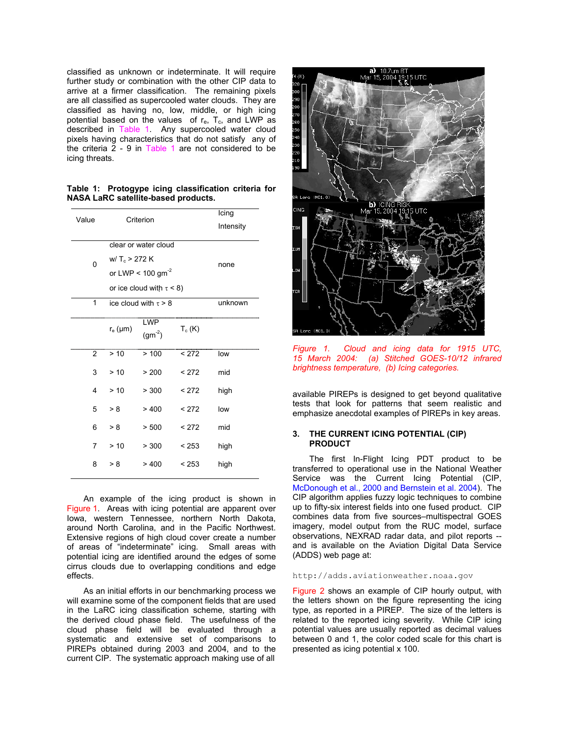classified as unknown or indeterminate. It will require further study or combination with the other CIP data to arrive at a firmer classification. The remaining pixels are all classified as supercooled water clouds. They are classified as having no, low, middle, or high icing potential based on the values of $r_e$, $T_c$, and LWP as described in Table 1. Any supercooled water cloud pixels having characteristics that do not satisfy any of the criteria 2 - 9 in Table 1 are not considered to be icing threats.

**Table 1: Protogype icing classification criteria for NASA LaRC satellite-based products.**

| Value | Criterion | | | Icing Intensity |
|---|---|---|---|---|
| 0 | clear or water cloud w/ $T_c$ > 272 K or LWP < 100 $gm^{-2}$ or ice cloud with $\tau$ < 8) | | | none |
| 1 | ice cloud with $\tau$ > 8 | | | unknown |
| | $r_e$ (μm) | LWP ($gm^{-2}$) | $T_c$ (K) | |
| 2 | > 10 | > 100 | < 272 | low |
| 3 | > 10 | > 200 | < 272 | mid |
| 4 | > 10 | > 300 | < 272 | high |
| 5 | > 8 | > 400 | < 272 | low |
| 6 | > 8 | > 500 | < 272 | mid |
| 7 | > 10 | > 300 | < 253 | high |
| 8 | > 8 | > 400 | < 253 | high |

An example of the icing product is shown in Figure 1. Areas with icing potential are apparent over Iowa, western Tennessee, northern North Dakota, around North Carolina, and in the Pacific Northwest. Extensive regions of high cloud cover create a number of areas of "indeterminate" icing. Small areas with potential icing are identified around the edges of some cirrus clouds due to overlapping conditions and edge effects.

As an initial efforts in our benchmarking process we will examine some of the component fields that are used in the LaRC icing classification scheme, starting with the derived cloud phase field. The usefulness of the cloud phase field will be evaluated through a systematic and extensive set of comparisons to PIREPs obtained during 2003 and 2004, and to the current CIP. The systematic approach making use of all available PIREPs is designed to get beyond qualitative tests that look for patterns that seem realistic and emphasize anecdotal examples of PIREPs in key areas.

*Figure 1. Cloud and icing data for 1915 UTC, 15 March 2004: (a) Stitched GOES-10/12 infrared brightness temperature, (b) Icing categories.*

## 3. THE CURRENT ICING POTENTIAL (CIP) PRODUCT

The first In-Flight Icing PDT product to be transferred to operational use in the National Weather Service was the Current Icing Potential (CIP, McDonough et al., 2000 and Bernstein et al. 2004). The CIP algorithm applies fuzzy logic techniques to combine up to fifty-six interest fields into one fused product. CIP combines data from five sources–multispectral GOES imagery, model output from the RUC model, surface observations, NEXRAD radar data, and pilot reports -- and is available on the Aviation Digital Data Service (ADDS) web page at:

```
http://adds.aviationweather.noaa.gov
```

Figure 2 shows an example of CIP hourly output, with the letters shown on the figure representing the icing type, as reported in a PIREP. The size of the letters is related to the reported icing severity. While CIP icing potential values are usually reported as decimal values between 0 and 1, the color coded scale for this chart is presented as icing potential x 100.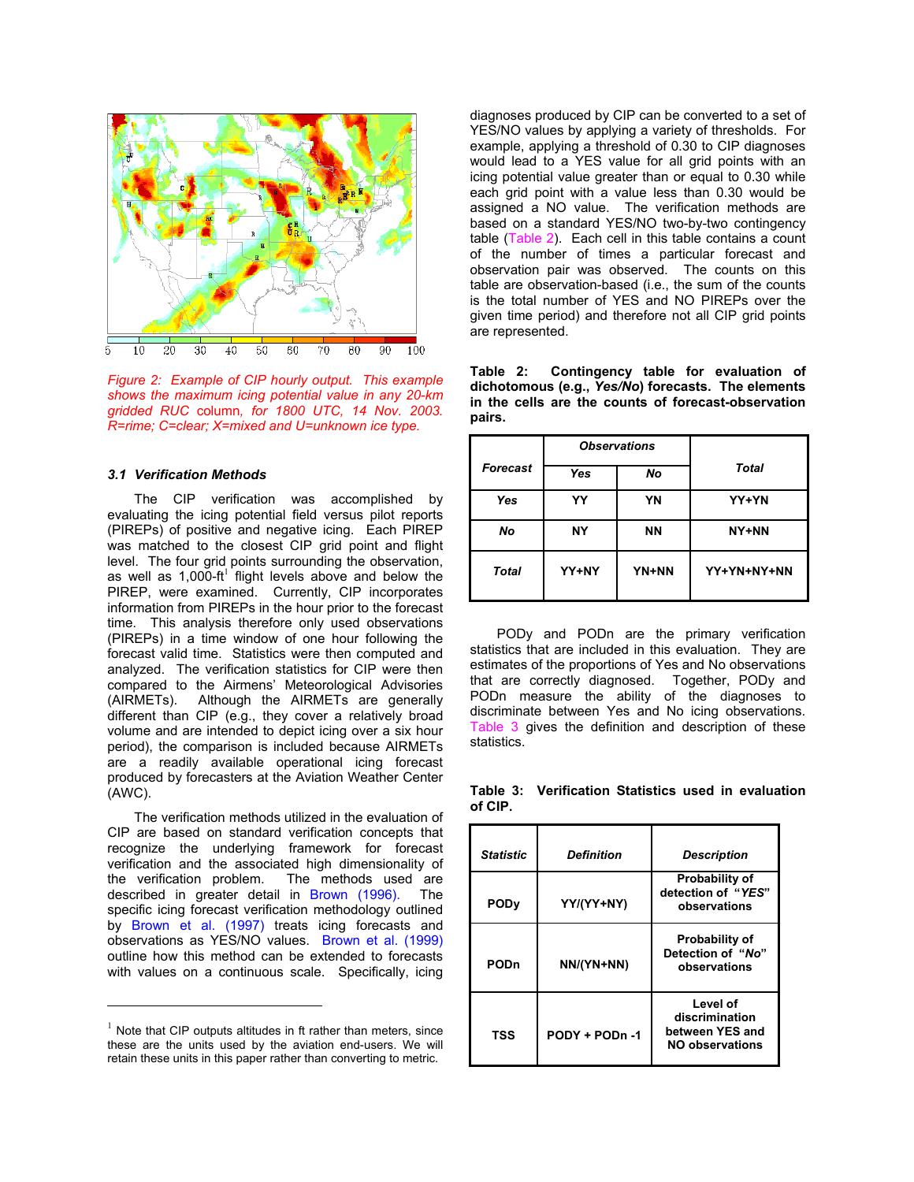Figure 2: Example of CIP hourly output. This example shows the maximum icing potential value in any 20-km gridded RUC column, for 1800 UTC, 14 Nov. 2003. R=rime; C=clear; X=mixed and U=unknown ice type.

### 3.1 Verification Methods

The CIP verification was accomplished by evaluating the icing potential field versus pilot reports (PIREPs) of positive and negative icing. Each PIREP was matched to the closest CIP grid point and flight level. The four grid points surrounding the observation, as well as 1,000-ft[1] flight levels above and below the PIREP, were examined. Currently, CIP incorporates information from PIREPs in the hour prior to the forecast time. This analysis therefore only used observations (PIREPs) in a time window of one hour following the forecast valid time. Statistics were then computed and analyzed. The verification statistics for CIP were then compared to the Airmens' Meteorological Advisories (AIRMETs). Although the AIRMETs are generally different than CIP (e.g., they cover a relatively broad volume and are intended to depict icing over a six hour period), the comparison is included because AIRMETs are a readily available operational icing forecast produced by forecasters at the Aviation Weather Center (AWC).

The verification methods utilized in the evaluation of CIP are based on standard verification concepts that recognize the underlying framework for forecast verification and the associated high dimensionality of the verification problem. The methods used are described in greater detail in Brown (1996). The specific icing forecast verification methodology outlined by Brown et al. (1997) treats icing forecasts and observations as YES/NO values. Brown et al. (1999) outline how this method can be extended to forecasts with values on a continuous scale. Specifically, icing diagnoses produced by CIP can be converted to a set of YES/NO values by applying a variety of thresholds. For example, applying a threshold of 0.30 to CIP diagnoses would lead to a YES value for all grid points with an icing potential value greater than or equal to 0.30 while each grid point with a value less than 0.30 would be assigned a NO value. The verification methods are based on a standard YES/NO two-by-two contingency table (Table 2). Each cell in this table contains a count of the number of times a particular forecast and observation pair was observed. The counts on this table are observation-based (i.e., the sum of the counts is the total number of YES and NO PIREPs over the given time period) and therefore not all CIP grid points are represented.

**Table 2: Contingency table for evaluation of dichotomous (e.g., *Yes/No*) forecasts. The elements in the cells are the counts of forecast-observation pairs.**

| *Forecast* | *Observations* | | *Total* |
|---|---|---|---|
| | *Yes* | *No* | |
| *Yes* | YY | YN | YY+YN |
| *No* | NY | NN | NY+NN |
| *Total* | YY+NY | YN+NN | YY+YN+NY+NN |

PODy and PODn are the primary verification statistics that are included in this evaluation. They are estimates of the proportions of Yes and No observations that are correctly diagnosed. Together, PODy and PODn measure the ability of the diagnoses to discriminate between Yes and No icing observations. Table 3 gives the definition and description of these statistics.

**Table 3: Verification Statistics used in evaluation of CIP.**

| *Statistic* | *Definition* | *Description* |
|---|---|---|
| PODy | YY/(YY+NY) | Probability of detection of "*YES*" observations |
| PODn | NN/(YN+NN) | Probability of Detection of "*No*" observations |
| TSS | PODY + PODn -1 | Level of discrimination between YES and NO observations |

[1] Note that CIP outputs altitudes in ft rather than meters, since these are the units used by the aviation end-users. We will retain these units in this paper rather than converting to metric.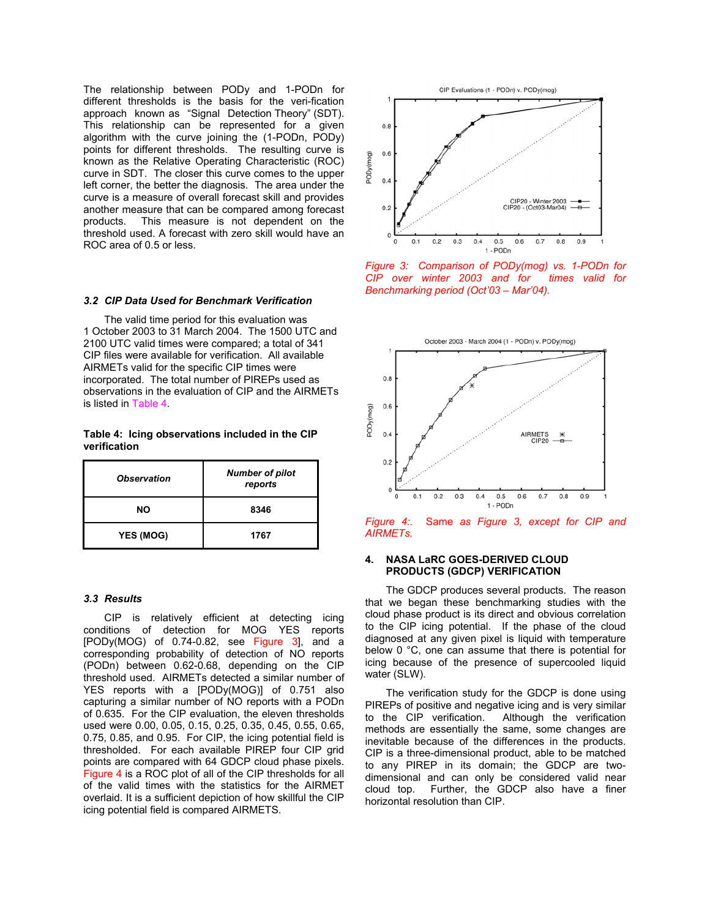The relationship between PODy and 1-PODn for different thresholds is the basis for the veri-fication approach known as “Signal Detection Theory” (SDT). This relationship can be represented for a given algorithm with the curve joining the (1-PODn, PODy) points for different thresholds. The resulting curve is known as the Relative Operating Characteristic (ROC) curve in SDT. The closer this curve comes to the upper left corner, the better the diagnosis. The area under the curve is a measure of overall forecast skill and provides another measure that can be compared among forecast products. This measure is not dependent on the threshold used. A forecast with zero skill would have an ROC area of 0.5 or less.

### *3.2 CIP Data Used for Benchmark Verification*

The valid time period for this evaluation was 1 October 2003 to 31 March 2004. The 1500 UTC and 2100 UTC valid times were compared; a total of 341 CIP files were available for verification. All available AIRMETs valid for the specific CIP times were incorporated. The total number of PIREPs used as observations in the evaluation of CIP and the AIRMETs is listed in Table 4.

**Table 4: Icing observations included in the CIP verification**

| ***Observation*** | ***Number of pilot reports*** |
|---|---|
| **NO** | **8346** |
| **YES (MOG)** | **1767** |

### *3.3 Results*

CIP is relatively efficient at detecting icing conditions of detection for MOG YES reports [PODy(MOG) of 0.74-0.82, see Figure 3], and a corresponding probability of detection of NO reports (PODn) between 0.62-0.68, depending on the CIP threshold used. AIRMETs detected a similar number of YES reports with a [PODy(MOG)] of 0.751 also capturing a similar number of NO reports with a PODn of 0.635. For the CIP evaluation, the eleven thresholds used were 0.00, 0.05, 0.15, 0.25, 0.35, 0.45, 0.55, 0.65, 0.75, 0.85, and 0.95. For CIP, the icing potential field is thresholded. For each available PIREP four CIP grid points are compared with 64 GDCP cloud phase pixels. Figure 4 is a ROC plot of all of the CIP thresholds for all of the valid times with the statistics for the AIRMET overlaid. It is a sufficient depiction of how skillful the CIP icing potential field is compared AIRMETS.

*Figure 3: Comparison of PODy(mog) vs. 1-PODn for CIP over winter 2003 and for times valid for Benchmarking period (Oct'03 – Mar'04).*

*Figure 4:. Same as Figure 3, except for CIP and AIRMETs.*

## 4. NASA LaRC GOES-DERIVED CLOUD PRODUCTS (GDCP) VERIFICATION

The GDCP produces several products. The reason that we began these benchmarking studies with the cloud phase product is its direct and obvious correlation to the CIP icing potential. If the phase of the cloud diagnosed at any given pixel is liquid with temperature below 0 °C, one can assume that there is potential for icing because of the presence of supercooled liquid water (SLW).

The verification study for the GDCP is done using PIREPs of positive and negative icing and is very similar to the CIP verification. Although the verification methods are essentially the same, some changes are inevitable because of the differences in the products. CIP is a three-dimensional product, able to be matched to any PIREP in its domain; the GDCP are two-dimensional and can only be considered valid near cloud top. Further, the GDCP also have a finer horizontal resolution than CIP.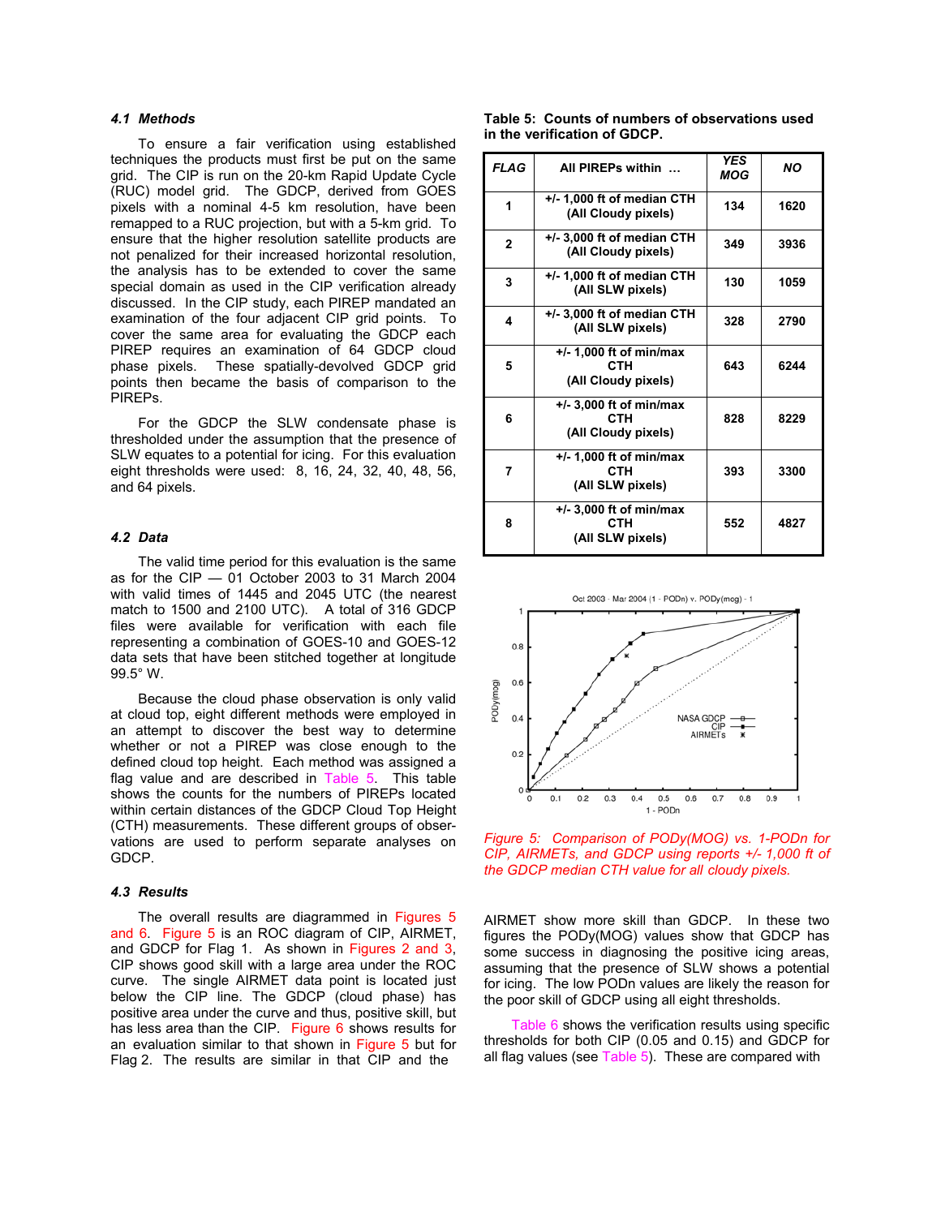### 4.1 Methods

To ensure a fair verification using established techniques the products must first be put on the same grid. The CIP is run on the 20-km Rapid Update Cycle (RUC) model grid. The GDCP, derived from GOES pixels with a nominal 4-5 km resolution, have been remapped to a RUC projection, but with a 5-km grid. To ensure that the higher resolution satellite products are not penalized for their increased horizontal resolution, the analysis has to be extended to cover the same special domain as used in the CIP verification already discussed. In the CIP study, each PIREP mandated an examination of the four adjacent CIP grid points. To cover the same area for evaluating the GDCP each PIREP requires an examination of 64 GDCP cloud phase pixels. These spatially-devolved GDCP grid points then became the basis of comparison to the PIREPs.

For the GDCP the SLW condensate phase is thresholded under the assumption that the presence of SLW equates to a potential for icing. For this evaluation eight thresholds were used: 8, 16, 24, 32, 40, 48, 56, and 64 pixels.

### 4.2 Data

The valid time period for this evaluation is the same as for the CIP — 01 October 2003 to 31 March 2004 with valid times of 1445 and 2045 UTC (the nearest match to 1500 and 2100 UTC). A total of 316 GDCP files were available for verification with each file representing a combination of GOES-10 and GOES-12 data sets that have been stitched together at longitude 99.5° W.

Because the cloud phase observation is only valid at cloud top, eight different methods were employed in an attempt to discover the best way to determine whether or not a PIREP was close enough to the defined cloud top height. Each method was assigned a flag value and are described in Table 5. This table shows the counts for the numbers of PIREPs located within certain distances of the GDCP Cloud Top Height (CTH) measurements. These different groups of observations are used to perform separate analyses on GDCP.

### 4.3 Results

The overall results are diagrammed in Figures 5 and 6. Figure 5 is an ROC diagram of CIP, AIRMET, and GDCP for Flag 1. As shown in Figures 2 and 3, CIP shows good skill with a large area under the ROC curve. The single AIRMET data point is located just below the CIP line. The GDCP (cloud phase) has positive area under the curve and thus, positive skill, but has less area than the CIP. Figure 6 shows results for an evaluation similar to that shown in Figure 5 but for Flag 2. The results are similar in that CIP and the AIRMET show more skill than GDCP. In these two figures the PODy(MOG) values show that GDCP has some success in diagnosing the positive icing areas, assuming that the presence of SLW shows a potential for icing. The low PODn values are likely the reason for the poor skill of GDCP using all eight thresholds.

Table 6 shows the verification results using specific thresholds for both CIP (0.05 and 0.15) and GDCP for all flag values (see Table 5). These are compared with

**Table 5: Counts of numbers of observations used in the verification of GDCP.**

| FLAG | All PIREPs within … | YES MOG | NO |
|---|---|---|---|
| 1 | +/- 1,000 ft of median CTH (All Cloudy pixels) | 134 | 1620 |
| 2 | +/- 3,000 ft of median CTH (All Cloudy pixels) | 349 | 3936 |
| 3 | +/- 1,000 ft of median CTH (All SLW pixels) | 130 | 1059 |
| 4 | +/- 3,000 ft of median CTH (All SLW pixels) | 328 | 2790 |
| 5 | +/- 1,000 ft of min/max CTH (All Cloudy pixels) | 643 | 6244 |
| 6 | +/- 3,000 ft of min/max CTH (All Cloudy pixels) | 828 | 8229 |
| 7 | +/- 1,000 ft of min/max CTH (All SLW pixels) | 393 | 3300 |
| 8 | +/- 3,000 ft of min/max CTH (All SLW pixels) | 552 | 4827 |

*Figure 5: Comparison of PODy(MOG) vs. 1-PODn for CIP, AIRMETs, and GDCP using reports +/- 1,000 ft of the GDCP median CTH value for all cloudy pixels.*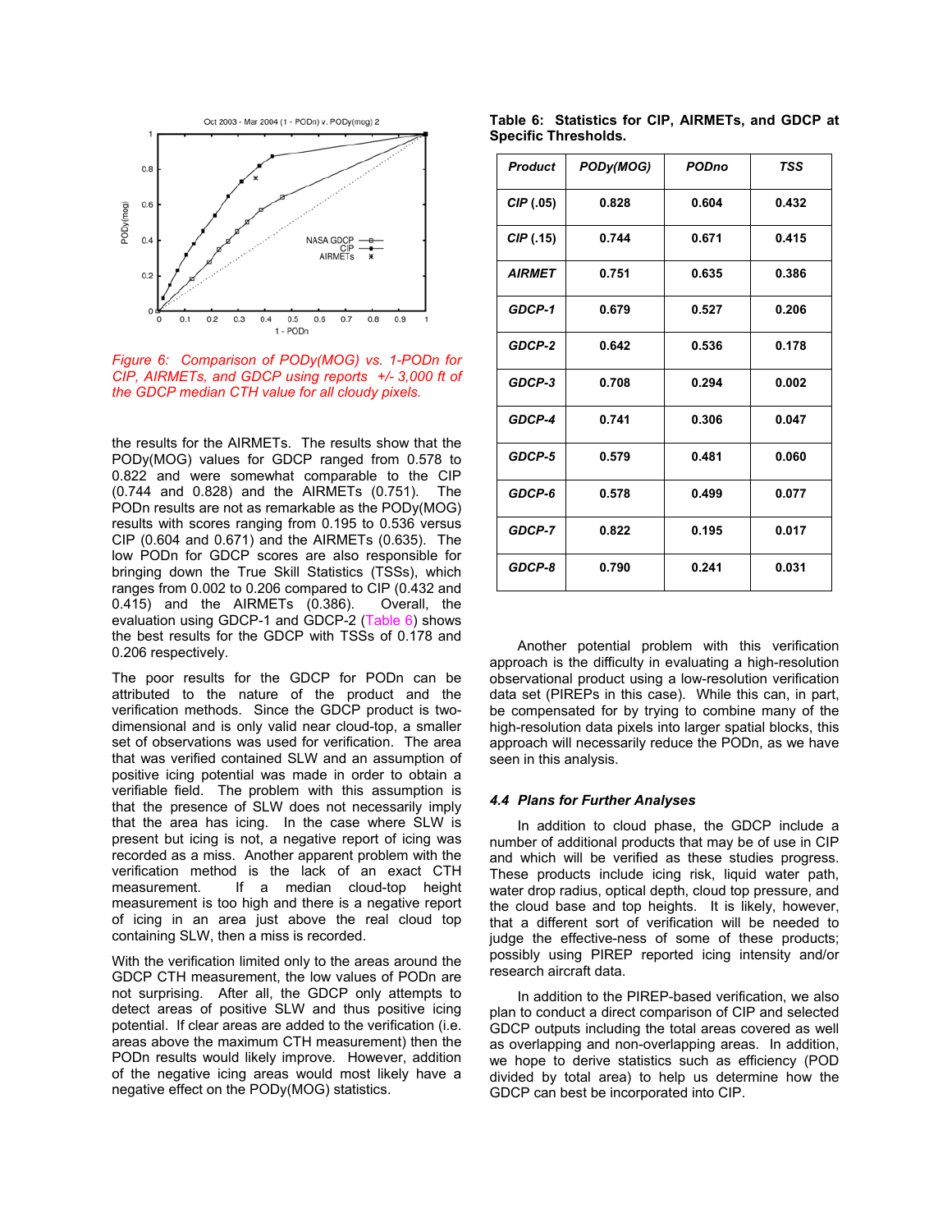Figure 6: Comparison of PODy(MOG) vs. 1-PODn for CIP, AIRMETs, and GDCP using reports +/- 3,000 ft of the GDCP median CTH value for all cloudy pixels.

the results for the AIRMETs. The results show that the PODy(MOG) values for GDCP ranged from 0.578 to 0.822 and were somewhat comparable to the CIP (0.744 and 0.828) and the AIRMETs (0.751). The PODn results are not as remarkable as the PODy(MOG) results with scores ranging from 0.195 to 0.536 versus CIP (0.604 and 0.671) and the AIRMETs (0.635). The low PODn for GDCP scores are also responsible for bringing down the True Skill Statistics (TSSs), which ranges from 0.002 to 0.206 compared to CIP (0.432 and 0.415) and the AIRMETs (0.386). Overall, the evaluation using GDCP-1 and GDCP-2 (Table 6) shows the best results for the GDCP with TSSs of 0.178 and 0.206 respectively.

The poor results for the GDCP for PODn can be attributed to the nature of the product and the verification methods. Since the GDCP product is two-dimensional and is only valid near cloud-top, a smaller set of observations was used for verification. The area that was verified contained SLW and an assumption of positive icing potential was made in order to obtain a verifiable field. The problem with this assumption is that the presence of SLW does not necessarily imply that the area has icing. In the case where SLW is present but icing is not, a negative report of icing was recorded as a miss. Another apparent problem with the verification method is the lack of an exact CTH measurement. If a median cloud-top height measurement is too high and there is a negative report of icing in an area just above the real cloud top containing SLW, then a miss is recorded.

With the verification limited only to the areas around the GDCP CTH measurement, the low values of PODn are not surprising. After all, the GDCP only attempts to detect areas of positive SLW and thus positive icing potential. If clear areas are added to the verification (i.e. areas above the maximum CTH measurement) then the PODn results would likely improve. However, addition of the negative icing areas would most likely have a negative effect on the PODy(MOG) statistics.

**Table 6: Statistics for CIP, AIRMETs, and GDCP at Specific Thresholds.**

| *Product* | PODy(MOG) | PODno | TSS |
|---|---|---|---|
| *CIP* (.05) | 0.828 | 0.604 | 0.432 |
| *CIP* (.15) | 0.744 | 0.671 | 0.415 |
| *AIRMET* | 0.751 | 0.635 | 0.386 |
| *GDCP-1* | 0.679 | 0.527 | 0.206 |
| *GDCP-2* | 0.642 | 0.536 | 0.178 |
| *GDCP-3* | 0.708 | 0.294 | 0.002 |
| *GDCP-4* | 0.741 | 0.306 | 0.047 |
| *GDCP-5* | 0.579 | 0.481 | 0.060 |
| *GDCP-6* | 0.578 | 0.499 | 0.077 |
| *GDCP-7* | 0.822 | 0.195 | 0.017 |
| *GDCP-8* | 0.790 | 0.241 | 0.031 |

Another potential problem with this verification approach is the difficulty in evaluating a high-resolution observational product using a low-resolution verification data set (PIREPs in this case). While this can, in part, be compensated for by trying to combine many of the high-resolution data pixels into larger spatial blocks, this approach will necessarily reduce the PODn, as we have seen in this analysis.

### 4.4 Plans for Further Analyses

In addition to cloud phase, the GDCP include a number of additional products that may be of use in CIP and which will be verified as these studies progress. These products include icing risk, liquid water path, water drop radius, optical depth, cloud top pressure, and the cloud base and top heights. It is likely, however, that a different sort of verification will be needed to judge the effective-ness of some of these products; possibly using PIREP reported icing intensity and/or research aircraft data.

In addition to the PIREP-based verification, we also plan to conduct a direct comparison of CIP and selected GDCP outputs including the total areas covered as well as overlapping and non-overlapping areas. In addition, we hope to derive statistics such as efficiency (POD divided by total area) to help us determine how the GDCP can best be incorporated into CIP.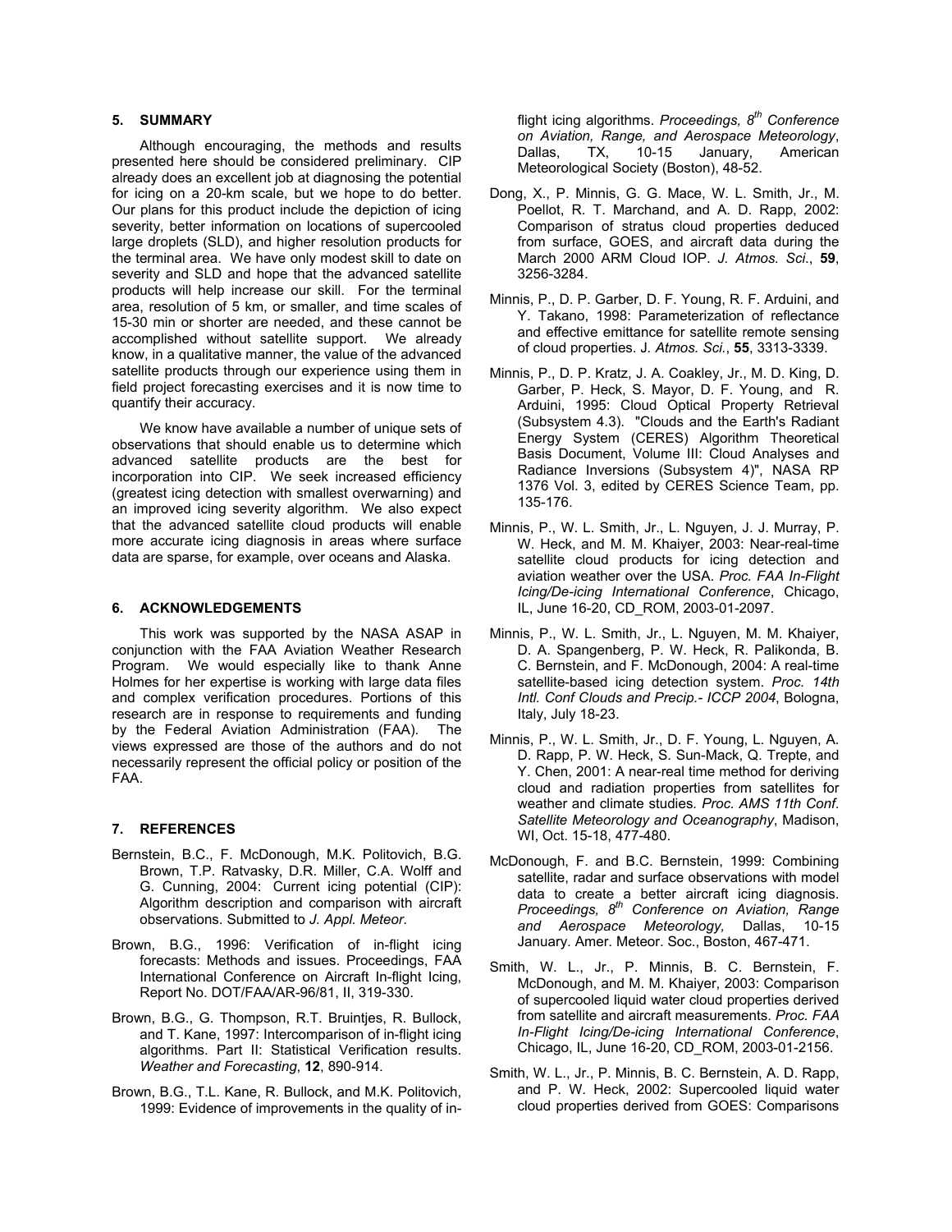## 5. SUMMARY

Although encouraging, the methods and results presented here should be considered preliminary. CIP already does an excellent job at diagnosing the potential for icing on a 20-km scale, but we hope to do better. Our plans for this product include the depiction of icing severity, better information on locations of supercooled large droplets (SLD), and higher resolution products for the terminal area. We have only modest skill to date on severity and SLD and hope that the advanced satellite products will help increase our skill. For the terminal area, resolution of 5 km, or smaller, and time scales of 15-30 min or shorter are needed, and these cannot be accomplished without satellite support. We already know, in a qualitative manner, the value of the advanced satellite products through our experience using them in field project forecasting exercises and it is now time to quantify their accuracy.

We know have available a number of unique sets of observations that should enable us to determine which advanced satellite products are the best for incorporation into CIP. We seek increased efficiency (greatest icing detection with smallest overwarning) and an improved icing severity algorithm. We also expect that the advanced satellite cloud products will enable more accurate icing diagnosis in areas where surface data are sparse, for example, over oceans and Alaska.

## 6. ACKNOWLEDGEMENTS

This work was supported by the NASA ASAP in conjunction with the FAA Aviation Weather Research Program. We would especially like to thank Anne Holmes for her expertise is working with large data files and complex verification procedures. Portions of this research are in response to requirements and funding by the Federal Aviation Administration (FAA). The views expressed are those of the authors and do not necessarily represent the official policy or position of the FAA.

## 7. REFERENCES

Bernstein, B.C., F. McDonough, M.K. Politovich, B.G. Brown, T.P. Ratvasky, D.R. Miller, C.A. Wolff and G. Cunning, 2004: Current icing potential (CIP): Algorithm description and comparison with aircraft observations. Submitted to *J. Appl. Meteor*.

Brown, B.G., 1996: Verification of in-flight icing forecasts: Methods and issues. Proceedings, FAA International Conference on Aircraft In-flight Icing, Report No. DOT/FAA/AR-96/81, II, 319-330.

Brown, B.G., G. Thompson, R.T. Bruintjes, R. Bullock, and T. Kane, 1997: Intercomparison of in-flight icing algorithms. Part II: Statistical Verification results. *Weather and Forecasting*, **12**, 890-914.

Brown, B.G., T.L. Kane, R. Bullock, and M.K. Politovich, 1999: Evidence of improvements in the quality of in-flight icing algorithms. *Proceedings, 8th Conference on Aviation, Range, and Aerospace Meteorology*, Dallas, TX, 10-15 January, American Meteorological Society (Boston), 48-52.

Dong, X., P. Minnis, G. G. Mace, W. L. Smith, Jr., M. Poellot, R. T. Marchand, and A. D. Rapp, 2002: Comparison of stratus cloud properties deduced from surface, GOES, and aircraft data during the March 2000 ARM Cloud IOP. *J. Atmos. Sci*., **59**, 3256-3284.

Minnis, P., D. P. Garber, D. F. Young, R. F. Arduini, and Y. Takano, 1998: Parameterization of reflectance and effective emittance for satellite remote sensing of cloud properties. J*. Atmos. Sci.*, **55**, 3313-3339.

Minnis, P., D. P. Kratz, J. A. Coakley, Jr., M. D. King, D. Garber, P. Heck, S. Mayor, D. F. Young, and R. Arduini, 1995: Cloud Optical Property Retrieval (Subsystem 4.3). "Clouds and the Earth's Radiant Energy System (CERES) Algorithm Theoretical Basis Document, Volume III: Cloud Analyses and Radiance Inversions (Subsystem 4)", NASA RP 1376 Vol. 3, edited by CERES Science Team, pp. 135-176.

Minnis, P., W. L. Smith, Jr., L. Nguyen, J. J. Murray, P. W. Heck, and M. M. Khaiyer, 2003: Near-real-time satellite cloud products for icing detection and aviation weather over the USA. *Proc. FAA In-Flight Icing/De-icing International Conference*, Chicago, IL, June 16-20, CD_ROM, 2003-01-2097.

Minnis, P., W. L. Smith, Jr., L. Nguyen, M. M. Khaiyer, D. A. Spangenberg, P. W. Heck, R. Palikonda, B. C. Bernstein, and F. McDonough, 2004: A real-time satellite-based icing detection system. *Proc. 14th Intl. Conf Clouds and Precip.- ICCP 2004*, Bologna, Italy, July 18-23.

Minnis, P., W. L. Smith, Jr., D. F. Young, L. Nguyen, A. D. Rapp, P. W. Heck, S. Sun-Mack, Q. Trepte, and Y. Chen, 2001: A near-real time method for deriving cloud and radiation properties from satellites for weather and climate studies*. Proc. AMS 11th Conf. Satellite Meteorology and Oceanography*, Madison, WI, Oct. 15-18, 477-480.

McDonough, F. and B.C. Bernstein, 1999: Combining satellite, radar and surface observations with model data to create a better aircraft icing diagnosis. *Proceedings, 8th Conference on Aviation, Range and Aerospace Meteorology,* Dallas, 10-15 January. Amer. Meteor. Soc., Boston, 467-471.

Smith, W. L., Jr., P. Minnis, B. C. Bernstein, F. McDonough, and M. M. Khaiyer, 2003: Comparison of supercooled liquid water cloud properties derived from satellite and aircraft measurements. *Proc. FAA In-Flight Icing/De-icing International Conference*, Chicago, IL, June 16-20, CD_ROM, 2003-01-2156.

Smith, W. L., Jr., P. Minnis, B. C. Bernstein, A. D. Rapp, and P. W. Heck, 2002: Supercooled liquid water cloud properties derived from GOES: Comparisons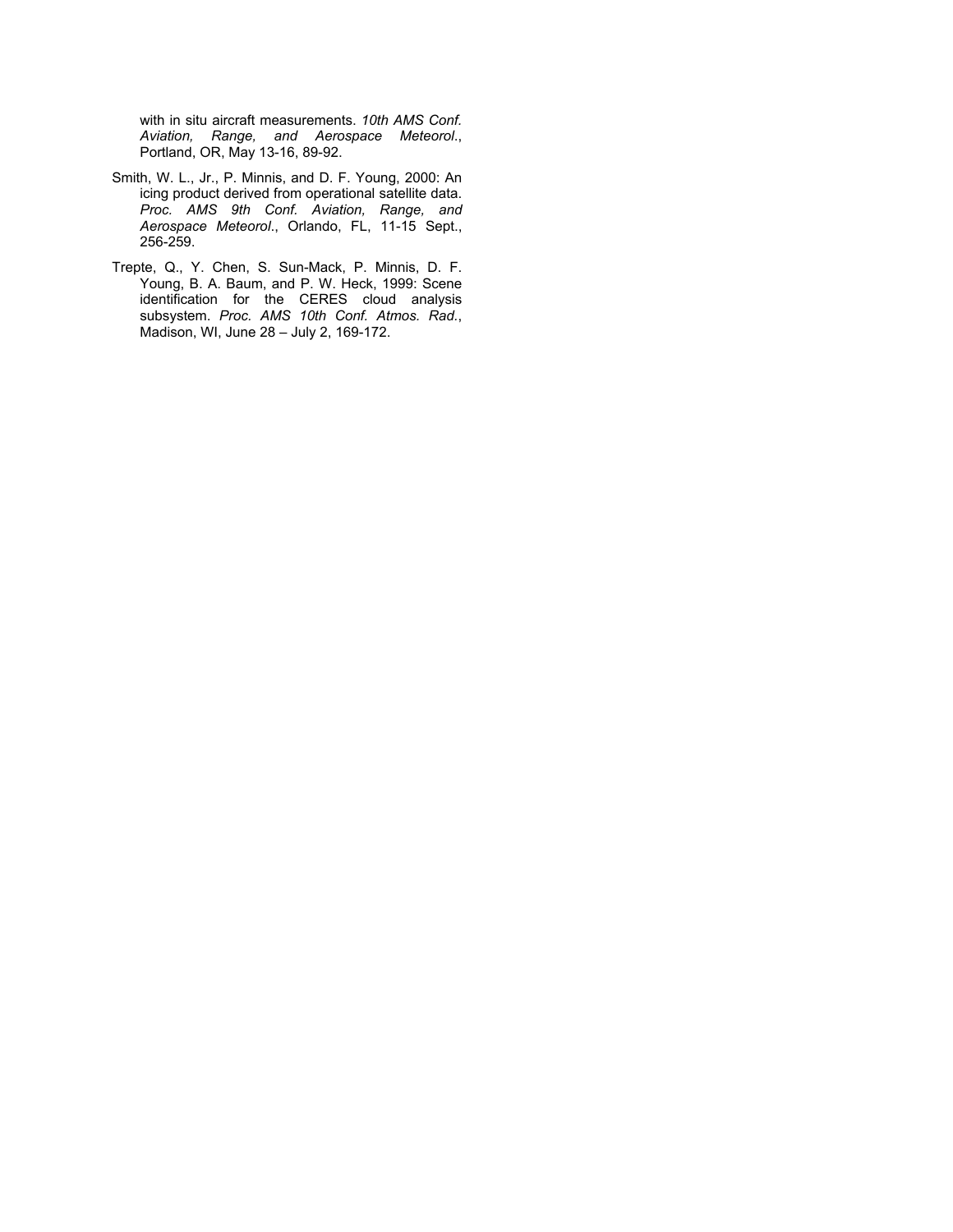with in situ aircraft measurements. *10th AMS Conf. Aviation, Range, and Aerospace Meteorol*., Portland, OR, May 13-16, 89-92.

Smith, W. L., Jr., P. Minnis, and D. F. Young, 2000: An icing product derived from operational satellite data. *Proc. AMS 9th Conf. Aviation, Range, and Aerospace Meteorol*., Orlando, FL, 11-15 Sept., 256-259.

Trepte, Q., Y. Chen, S. Sun-Mack, P. Minnis, D. F. Young, B. A. Baum, and P. W. Heck, 1999: Scene identification for the CERES cloud analysis subsystem. *Proc. AMS 10th Conf. Atmos. Rad.*, Madison, WI, June 28 – July 2, 169-172.